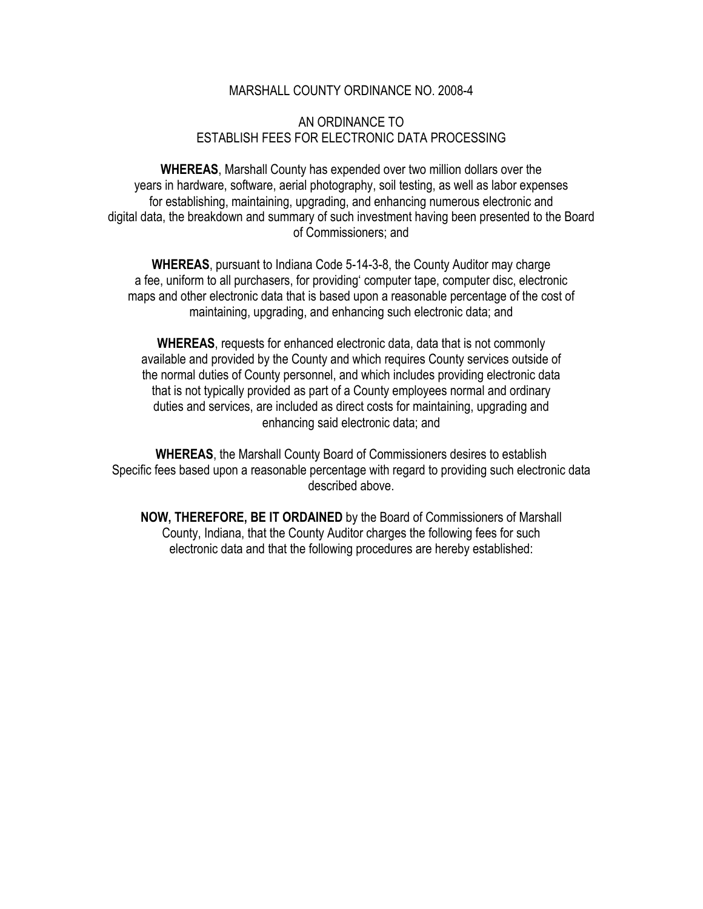# MARSHALL COUNTY ORDINANCE NO. 2008-4

## AN ORDINANCE TO ESTABLISH FEES FOR ELECTRONIC DATA PROCESSING

**WHEREAS**, Marshall County has expended over two million dollars over the years in hardware, software, aerial photography, soil testing, as well as labor expenses for establishing, maintaining, upgrading, and enhancing numerous electronic and digital data, the breakdown and summary of such investment having been presented to the Board of Commissioners; and

**WHEREAS**, pursuant to Indiana Code 5-14-3-8, the County Auditor may charge a fee, uniform to all purchasers, for providing' computer tape, computer disc, electronic maps and other electronic data that is based upon a reasonable percentage of the cost of maintaining, upgrading, and enhancing such electronic data; and

**WHEREAS**, requests for enhanced electronic data, data that is not commonly available and provided by the County and which requires County services outside of the normal duties of County personnel, and which includes providing electronic data that is not typically provided as part of a County employees normal and ordinary duties and services, are included as direct costs for maintaining, upgrading and enhancing said electronic data; and

**WHEREAS**, the Marshall County Board of Commissioners desires to establish Specific fees based upon a reasonable percentage with regard to providing such electronic data described above.

**NOW, THEREFORE, BE IT ORDAINED** by the Board of Commissioners of Marshall County, Indiana, that the County Auditor charges the following fees for such electronic data and that the following procedures are hereby established: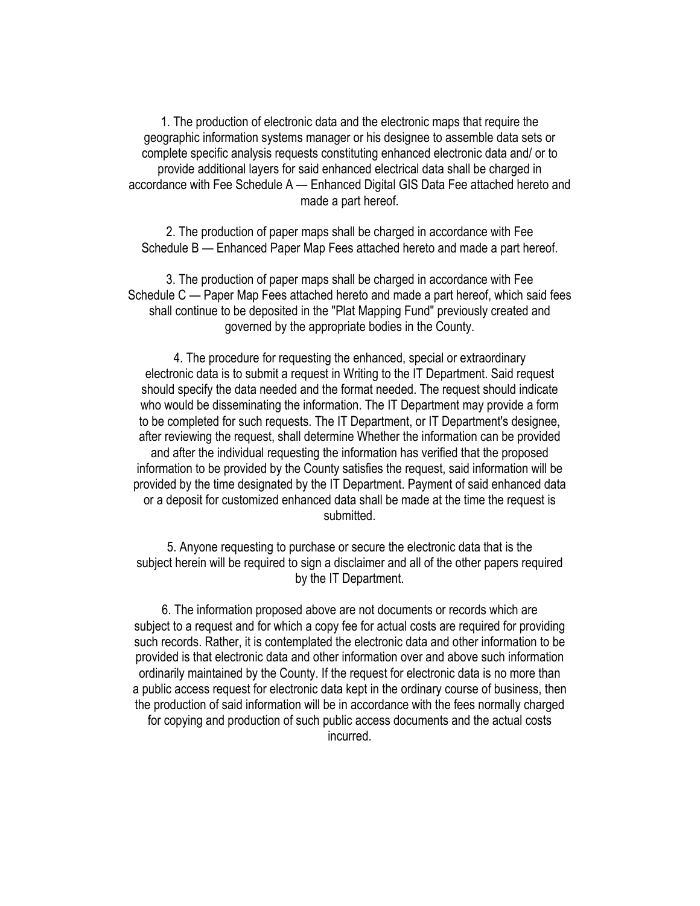1. The production of electronic data and the electronic maps that require the geographic information systems manager or his designee to assemble data sets or complete specific analysis requests constituting enhanced electronic data and/ or to provide additional layers for said enhanced electrical data shall be charged in accordance with Fee Schedule A — Enhanced Digital GIS Data Fee attached hereto and made a part hereof.

2. The production of paper maps shall be charged in accordance with Fee Schedule B — Enhanced Paper Map Fees attached hereto and made a part hereof.

3. The production of paper maps shall be charged in accordance with Fee Schedule C — Paper Map Fees attached hereto and made a part hereof, which said fees shall continue to be deposited in the "Plat Mapping Fund" previously created and governed by the appropriate bodies in the County.

4. The procedure for requesting the enhanced, special or extraordinary electronic data is to submit a request in Writing to the IT Department. Said request should specify the data needed and the format needed. The request should indicate who would be disseminating the information. The IT Department may provide a form to be completed for such requests. The IT Department, or IT Department's designee, after reviewing the request, shall determine Whether the information can be provided and after the individual requesting the information has verified that the proposed information to be provided by the County satisfies the request, said information will be provided by the time designated by the IT Department. Payment of said enhanced data or a deposit for customized enhanced data shall be made at the time the request is submitted.

5. Anyone requesting to purchase or secure the electronic data that is the subject herein will be required to sign a disclaimer and all of the other papers required by the IT Department.

6. The information proposed above are not documents or records which are subject to a request and for which a copy fee for actual costs are required for providing such records. Rather, it is contemplated the electronic data and other information to be provided is that electronic data and other information over and above such information ordinarily maintained by the County. If the request for electronic data is no more than a public access request for electronic data kept in the ordinary course of business, then the production of said information will be in accordance with the fees normally charged for copying and production of such public access documents and the actual costs incurred.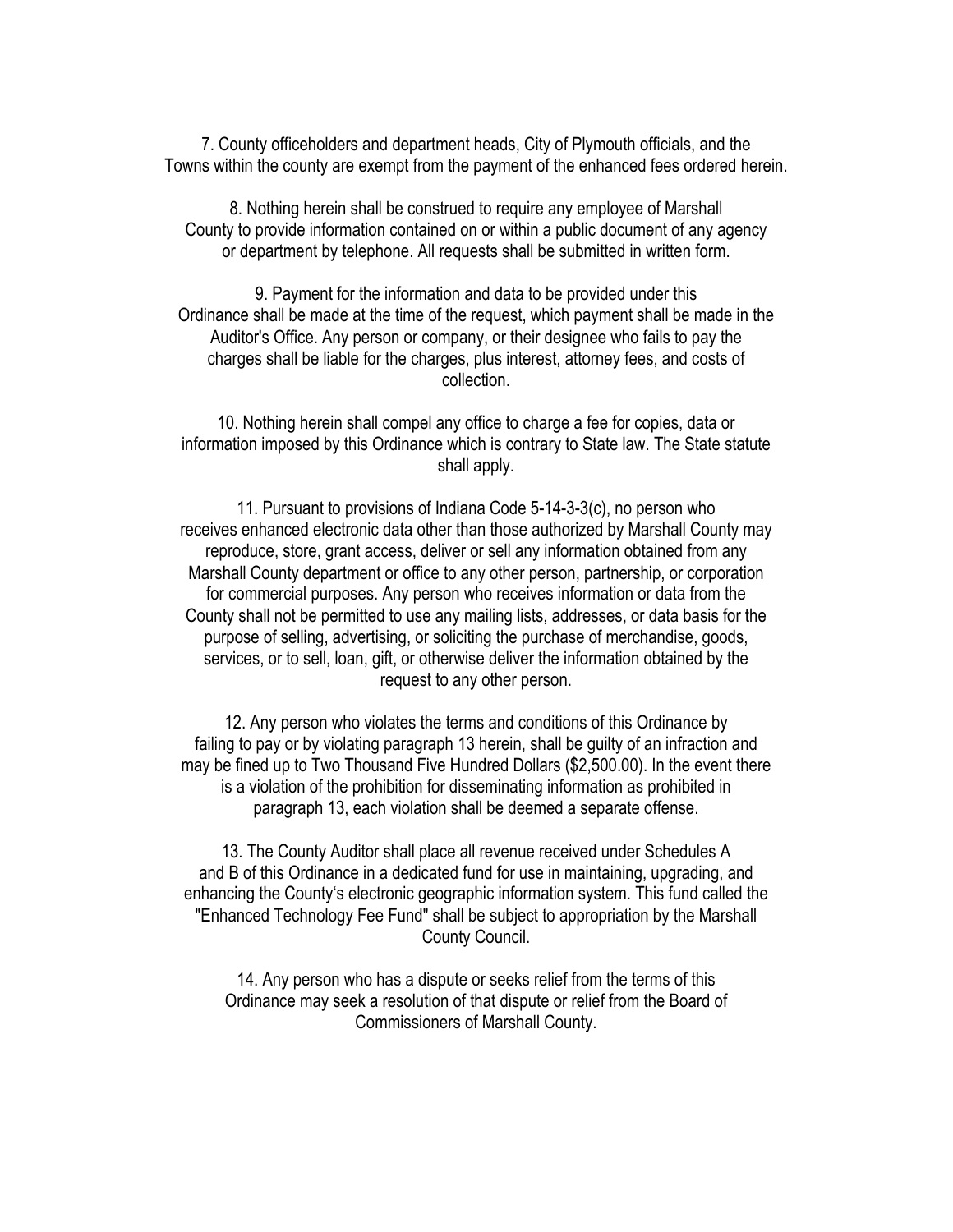7. County officeholders and department heads, City of Plymouth officials, and the Towns within the county are exempt from the payment of the enhanced fees ordered herein.

8. Nothing herein shall be construed to require any employee of Marshall County to provide information contained on or within a public document of any agency or department by telephone. All requests shall be submitted in written form.

9. Payment for the information and data to be provided under this Ordinance shall be made at the time of the request, which payment shall be made in the Auditor's Office. Any person or company, or their designee who fails to pay the charges shall be liable for the charges, plus interest, attorney fees, and costs of collection.

10. Nothing herein shall compel any office to charge a fee for copies, data or information imposed by this Ordinance which is contrary to State law. The State statute shall apply.

11. Pursuant to provisions of Indiana Code 5-14-3-3(c), no person who receives enhanced electronic data other than those authorized by Marshall County may reproduce, store, grant access, deliver or sell any information obtained from any Marshall County department or office to any other person, partnership, or corporation for commercial purposes. Any person who receives information or data from the County shall not be permitted to use any mailing lists, addresses, or data basis for the purpose of selling, advertising, or soliciting the purchase of merchandise, goods, services, or to sell, loan, gift, or otherwise deliver the information obtained by the request to any other person.

12. Any person who violates the terms and conditions of this Ordinance by failing to pay or by violating paragraph 13 herein, shall be guilty of an infraction and may be fined up to Two Thousand Five Hundred Dollars ($2,500.00). In the event there is a violation of the prohibition for disseminating information as prohibited in paragraph 13, each violation shall be deemed a separate offense.

13. The County Auditor shall place all revenue received under Schedules A and B of this Ordinance in a dedicated fund for use in maintaining, upgrading, and enhancing the County's electronic geographic information system. This fund called the "Enhanced Technology Fee Fund" shall be subject to appropriation by the Marshall County Council.

14. Any person who has a dispute or seeks relief from the terms of this Ordinance may seek a resolution of that dispute or relief from the Board of Commissioners of Marshall County.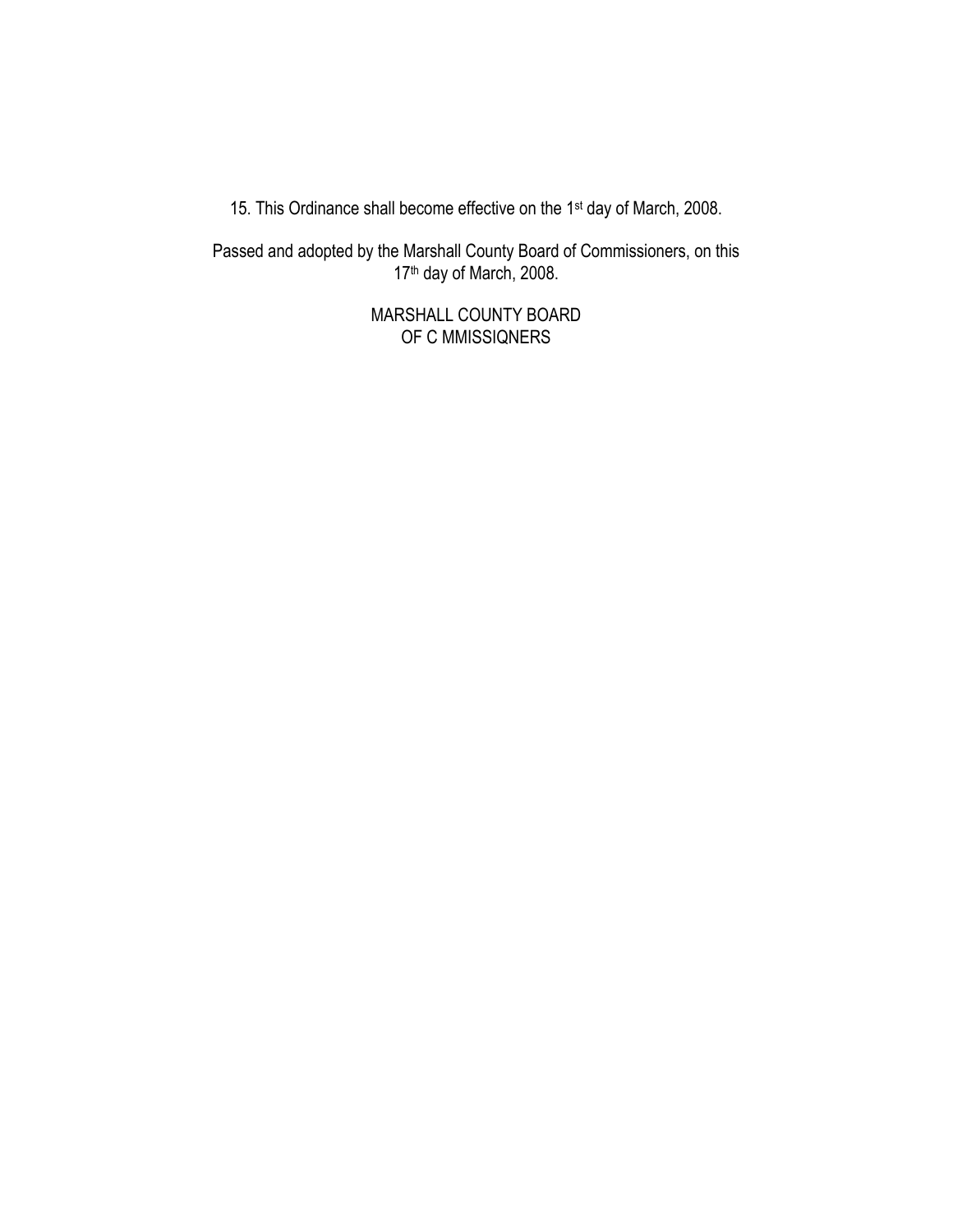15. This Ordinance shall become effective on the 1st day of March, 2008.

Passed and adopted by the Marshall County Board of Commissioners, on this 17th day of March, 2008.

MARSHALL COUNTY BOARD
OF C MMISSIQNERS